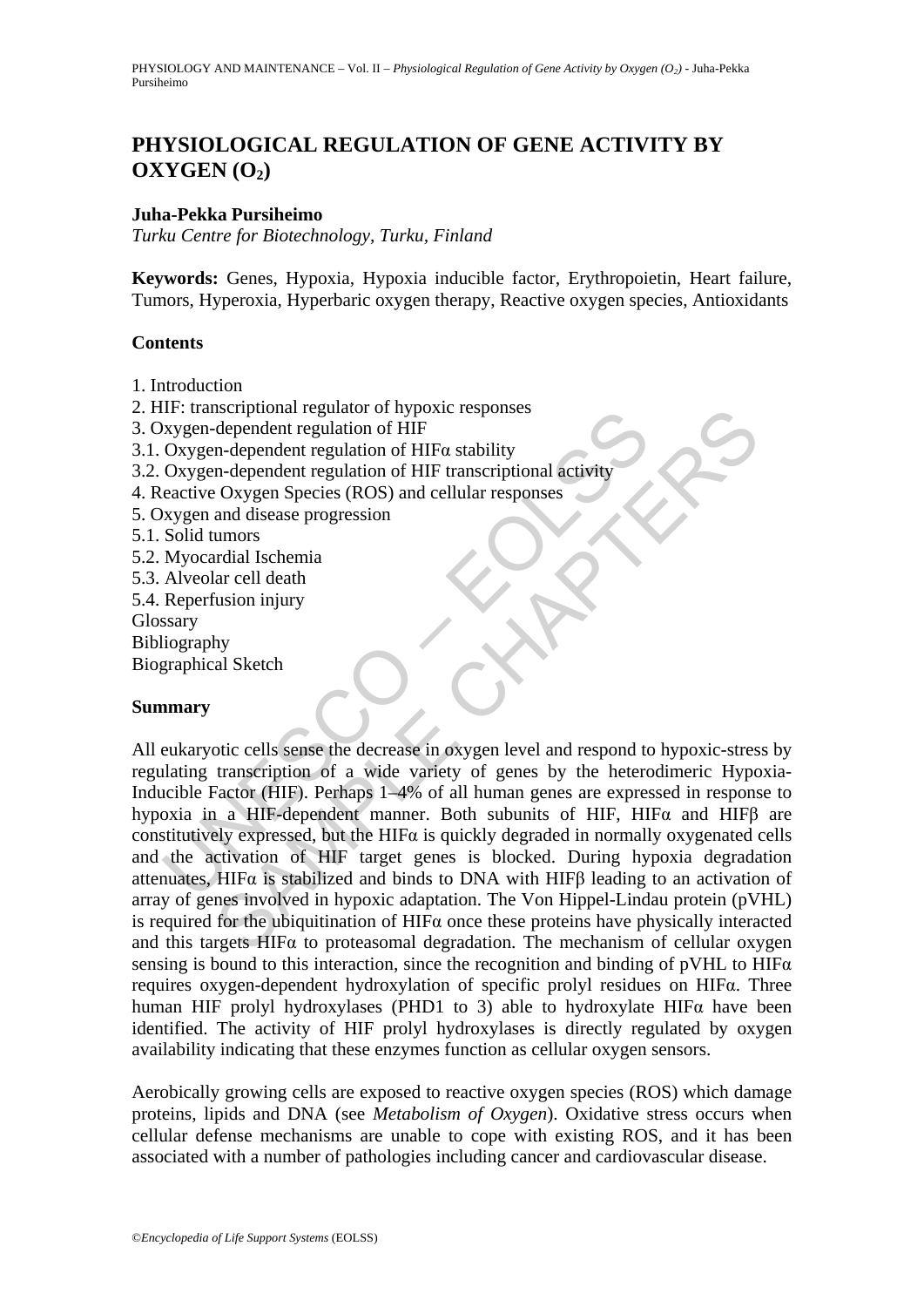# PHYSIOLOGICAL REGULATION OF GENE ACTIVITY BY OXYGEN ($O_2$)

**Juha-Pekka Pursiheimo**

*Turku Centre for Biotechnology, Turku, Finland*

**Keywords:** Genes, Hypoxia, Hypoxia inducible factor, Erythropoietin, Heart failure, Tumors, Hyperoxia, Hyperbaric oxygen therapy, Reactive oxygen species, Antioxidants

## Contents

1. Introduction
2. HIF: transcriptional regulator of hypoxic responses
3. Oxygen-dependent regulation of HIF
3.1. Oxygen-dependent regulation of HIFα stability
3.2. Oxygen-dependent regulation of HIF transcriptional activity
4. Reactive Oxygen Species (ROS) and cellular responses
5. Oxygen and disease progression
5.1. Solid tumors
5.2. Myocardial Ischemia
5.3. Alveolar cell death
5.4. Reperfusion injury

Glossary
Bibliography
Biographical Sketch

## Summary

All eukaryotic cells sense the decrease in oxygen level and respond to hypoxic-stress by regulating transcription of a wide variety of genes by the heterodimeric Hypoxia-Inducible Factor (HIF). Perhaps 1–4% of all human genes are expressed in response to hypoxia in a HIF-dependent manner. Both subunits of HIF, HIFα and HIFβ are constitutively expressed, but the HIFα is quickly degraded in normally oxygenated cells and the activation of HIF target genes is blocked. During hypoxia degradation attenuates, HIFα is stabilized and binds to DNA with HIFβ leading to an activation of array of genes involved in hypoxic adaptation. The Von Hippel-Lindau protein (pVHL) is required for the ubiquitination of HIFα once these proteins have physically interacted and this targets HIFα to proteasomal degradation. The mechanism of cellular oxygen sensing is bound to this interaction, since the recognition and binding of pVHL to HIFα requires oxygen-dependent hydroxylation of specific prolyl residues on HIFα. Three human HIF prolyl hydroxylases (PHD1 to 3) able to hydroxylate HIFα have been identified. The activity of HIF prolyl hydroxylases is directly regulated by oxygen availability indicating that these enzymes function as cellular oxygen sensors.

Aerobically growing cells are exposed to reactive oxygen species (ROS) which damage proteins, lipids and DNA (see *Metabolism of Oxygen*). Oxidative stress occurs when cellular defense mechanisms are unable to cope with existing ROS, and it has been associated with a number of pathologies including cancer and cardiovascular disease.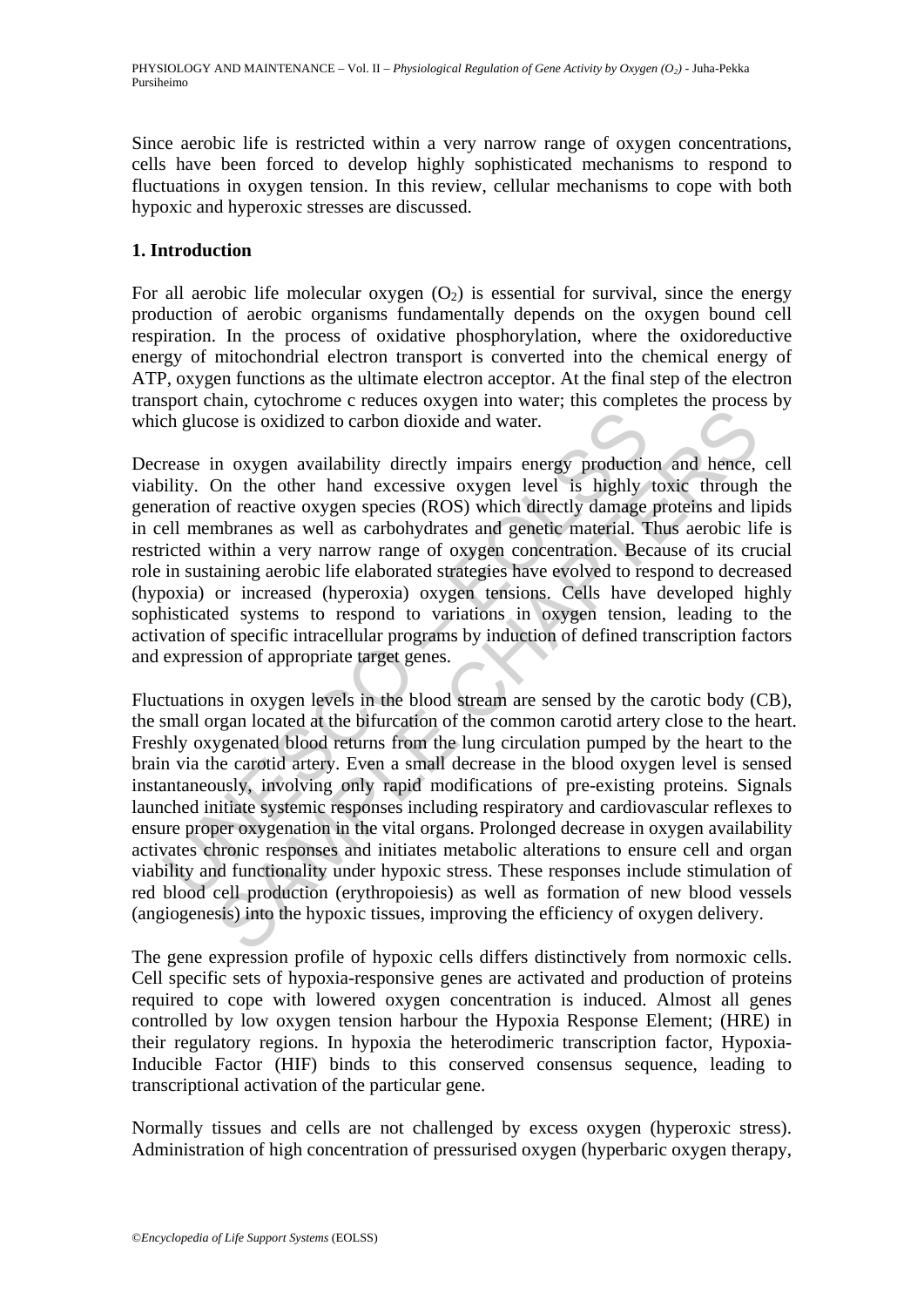Since aerobic life is restricted within a very narrow range of oxygen concentrations, cells have been forced to develop highly sophisticated mechanisms to respond to fluctuations in oxygen tension. In this review, cellular mechanisms to cope with both hypoxic and hyperoxic stresses are discussed.

## 1. Introduction

For all aerobic life molecular oxygen ($O_2$) is essential for survival, since the energy production of aerobic organisms fundamentally depends on the oxygen bound cell respiration. In the process of oxidative phosphorylation, where the oxidoreductive energy of mitochondrial electron transport is converted into the chemical energy of ATP, oxygen functions as the ultimate electron acceptor. At the final step of the electron transport chain, cytochrome c reduces oxygen into water; this completes the process by which glucose is oxidized to carbon dioxide and water.

Decrease in oxygen availability directly impairs energy production and hence, cell viability. On the other hand excessive oxygen level is highly toxic through the generation of reactive oxygen species (ROS) which directly damage proteins and lipids in cell membranes as well as carbohydrates and genetic material. Thus aerobic life is restricted within a very narrow range of oxygen concentration. Because of its crucial role in sustaining aerobic life elaborated strategies have evolved to respond to decreased (hypoxia) or increased (hyperoxia) oxygen tensions. Cells have developed highly sophisticated systems to respond to variations in oxygen tension, leading to the activation of specific intracellular programs by induction of defined transcription factors and expression of appropriate target genes.

Fluctuations in oxygen levels in the blood stream are sensed by the carotic body (CB), the small organ located at the bifurcation of the common carotid artery close to the heart. Freshly oxygenated blood returns from the lung circulation pumped by the heart to the brain via the carotid artery. Even a small decrease in the blood oxygen level is sensed instantaneously, involving only rapid modifications of pre-existing proteins. Signals launched initiate systemic responses including respiratory and cardiovascular reflexes to ensure proper oxygenation in the vital organs. Prolonged decrease in oxygen availability activates chronic responses and initiates metabolic alterations to ensure cell and organ viability and functionality under hypoxic stress. These responses include stimulation of red blood cell production (erythropoiesis) as well as formation of new blood vessels (angiogenesis) into the hypoxic tissues, improving the efficiency of oxygen delivery.

The gene expression profile of hypoxic cells differs distinctively from normoxic cells. Cell specific sets of hypoxia-responsive genes are activated and production of proteins required to cope with lowered oxygen concentration is induced. Almost all genes controlled by low oxygen tension harbour the Hypoxia Response Element; (HRE) in their regulatory regions. In hypoxia the heterodimeric transcription factor, Hypoxia-Inducible Factor (HIF) binds to this conserved consensus sequence, leading to transcriptional activation of the particular gene.

Normally tissues and cells are not challenged by excess oxygen (hyperoxic stress). Administration of high concentration of pressurised oxygen (hyperbaric oxygen therapy,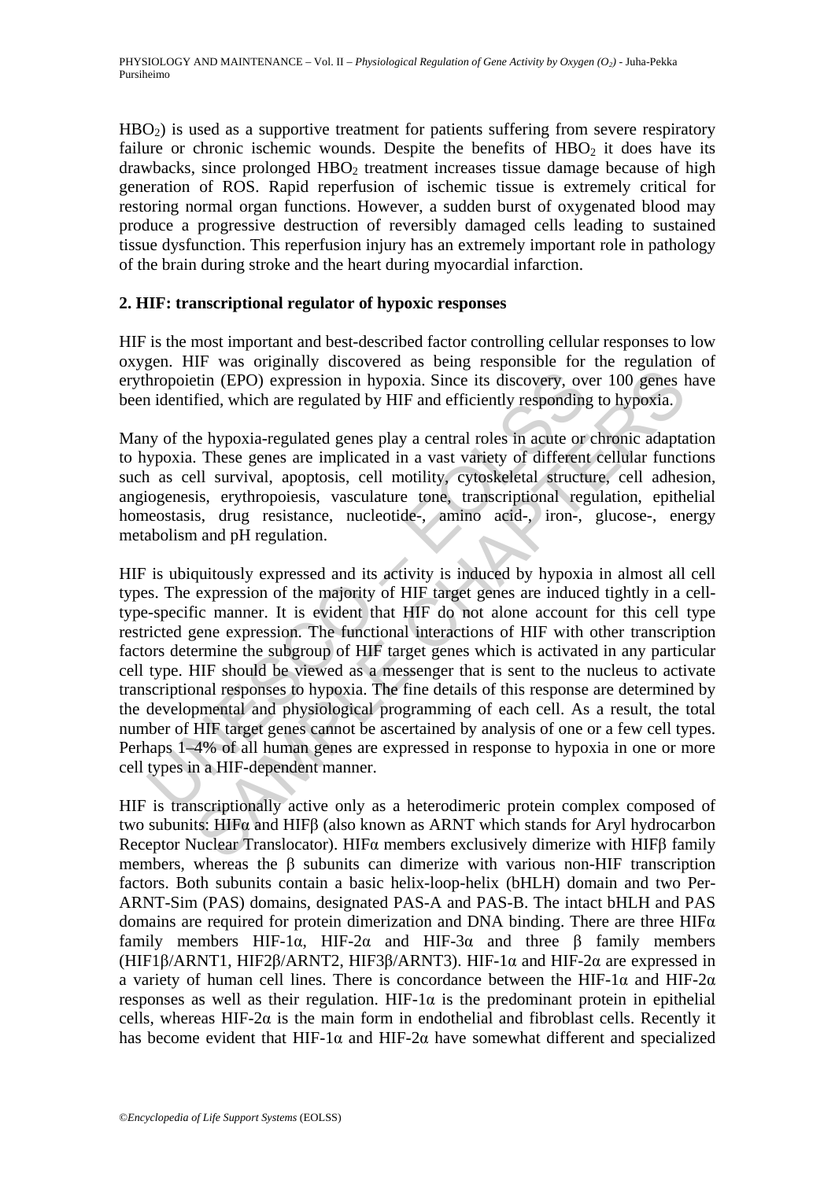$HBO_2$) is used as a supportive treatment for patients suffering from severe respiratory failure or chronic ischemic wounds. Despite the benefits of $HBO_2$ it does have its drawbacks, since prolonged $HBO_2$ treatment increases tissue damage because of high generation of ROS. Rapid reperfusion of ischemic tissue is extremely critical for restoring normal organ functions. However, a sudden burst of oxygenated blood may produce a progressive destruction of reversibly damaged cells leading to sustained tissue dysfunction. This reperfusion injury has an extremely important role in pathology of the brain during stroke and the heart during myocardial infarction.

## 2. HIF: transcriptional regulator of hypoxic responses

HIF is the most important and best-described factor controlling cellular responses to low oxygen. HIF was originally discovered as being responsible for the regulation of erythropoietin (EPO) expression in hypoxia. Since its discovery, over 100 genes have been identified, which are regulated by HIF and efficiently responding to hypoxia.

Many of the hypoxia-regulated genes play a central roles in acute or chronic adaptation to hypoxia. These genes are implicated in a vast variety of different cellular functions such as cell survival, apoptosis, cell motility, cytoskeletal structure, cell adhesion, angiogenesis, erythropoiesis, vasculature tone, transcriptional regulation, epithelial homeostasis, drug resistance, nucleotide-, amino acid-, iron-, glucose-, energy metabolism and pH regulation.

HIF is ubiquitously expressed and its activity is induced by hypoxia in almost all cell types. The expression of the majority of HIF target genes are induced tightly in a cell-type-specific manner. It is evident that HIF do not alone account for this cell type restricted gene expression. The functional interactions of HIF with other transcription factors determine the subgroup of HIF target genes which is activated in any particular cell type. HIF should be viewed as a messenger that is sent to the nucleus to activate transcriptional responses to hypoxia. The fine details of this response are determined by the developmental and physiological programming of each cell. As a result, the total number of HIF target genes cannot be ascertained by analysis of one or a few cell types. Perhaps 1–4% of all human genes are expressed in response to hypoxia in one or more cell types in a HIF-dependent manner.

HIF is transcriptionally active only as a heterodimeric protein complex composed of two subunits: HIFα and HIFβ (also known as ARNT which stands for Aryl hydrocarbon Receptor Nuclear Translocator). HIFα members exclusively dimerize with HIFβ family members, whereas the β subunits can dimerize with various non-HIF transcription factors. Both subunits contain a basic helix-loop-helix (bHLH) domain and two Per-ARNT-Sim (PAS) domains, designated PAS-A and PAS-B. The intact bHLH and PAS domains are required for protein dimerization and DNA binding. There are three HIFα family members HIF-1α, HIF-2α and HIF-3α and three β family members (HIF1β/ARNT1, HIF2β/ARNT2, HIF3β/ARNT3). HIF-1α and HIF-2α are expressed in a variety of human cell lines. There is concordance between the HIF-1α and HIF-2α responses as well as their regulation. HIF-1α is the predominant protein in epithelial cells, whereas HIF-2α is the main form in endothelial and fibroblast cells. Recently it has become evident that HIF-1α and HIF-2α have somewhat different and specialized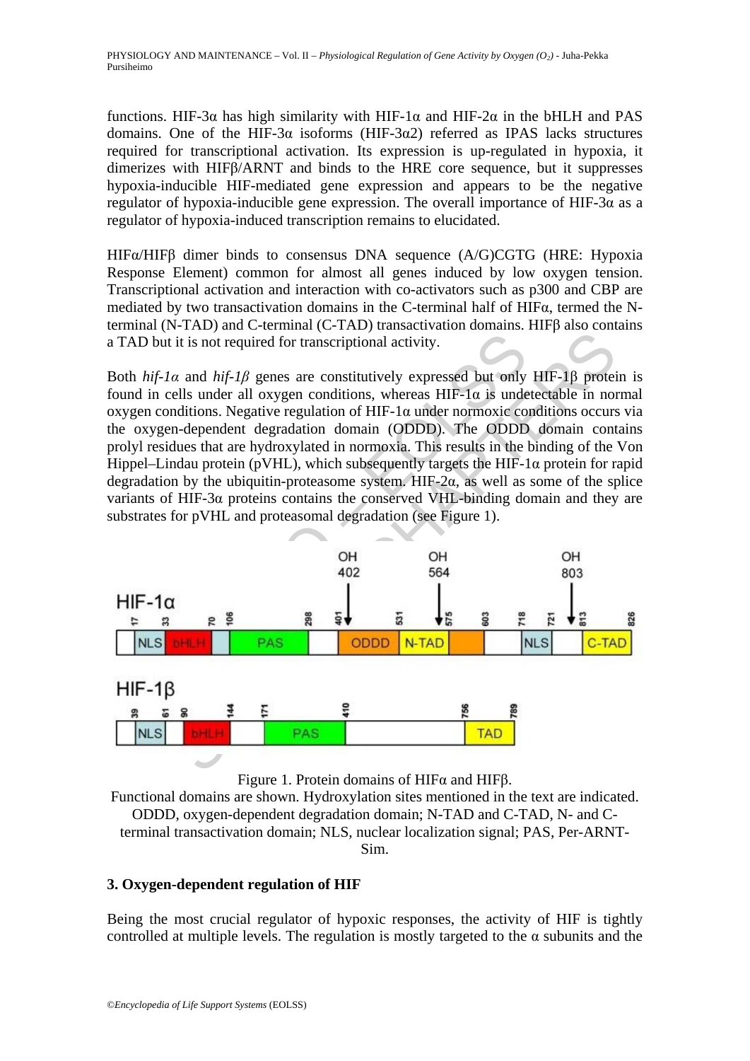functions. HIF-3α has high similarity with HIF-1α and HIF-2α in the bHLH and PAS domains. One of the HIF-3α isoforms (HIF-3α2) referred as IPAS lacks structures required for transcriptional activation. Its expression is up-regulated in hypoxia, it dimerizes with HIFβ/ARNT and binds to the HRE core sequence, but it suppresses hypoxia-inducible HIF-mediated gene expression and appears to be the negative regulator of hypoxia-inducible gene expression. The overall importance of HIF-3α as a regulator of hypoxia-induced transcription remains to elucidated.

HIFα/HIFβ dimer binds to consensus DNA sequence (A/G)CGTG (HRE: Hypoxia Response Element) common for almost all genes induced by low oxygen tension. Transcriptional activation and interaction with co-activators such as p300 and CBP are mediated by two transactivation domains in the C-terminal half of HIFα, termed the N-terminal (N-TAD) and C-terminal (C-TAD) transactivation domains. HIFβ also contains a TAD but it is not required for transcriptional activity.

Both *hif-1α* and *hif-1β* genes are constitutively expressed but only HIF-1β protein is found in cells under all oxygen conditions, whereas HIF-1α is undetectable in normal oxygen conditions. Negative regulation of HIF-1α under normoxic conditions occurs via the oxygen-dependent degradation domain (ODDD). The ODDD domain contains prolyl residues that are hydroxylated in normoxia. This results in the binding of the Von Hippel–Lindau protein (pVHL), which subsequently targets the HIF-1α protein for rapid degradation by the ubiquitin-proteasome system. HIF-2α, as well as some of the splice variants of HIF-3α proteins contains the conserved VHL-binding domain and they are substrates for pVHL and proteasomal degradation (see Figure 1).

Figure 1. Protein domains of HIFα and HIFβ.
Functional domains are shown. Hydroxylation sites mentioned in the text are indicated. ODDD, oxygen-dependent degradation domain; N-TAD and C-TAD, N- and C-terminal transactivation domain; NLS, nuclear localization signal; PAS, Per-ARNT-Sim.

## 3. Oxygen-dependent regulation of HIF

Being the most crucial regulator of hypoxic responses, the activity of HIF is tightly controlled at multiple levels. The regulation is mostly targeted to the α subunits and the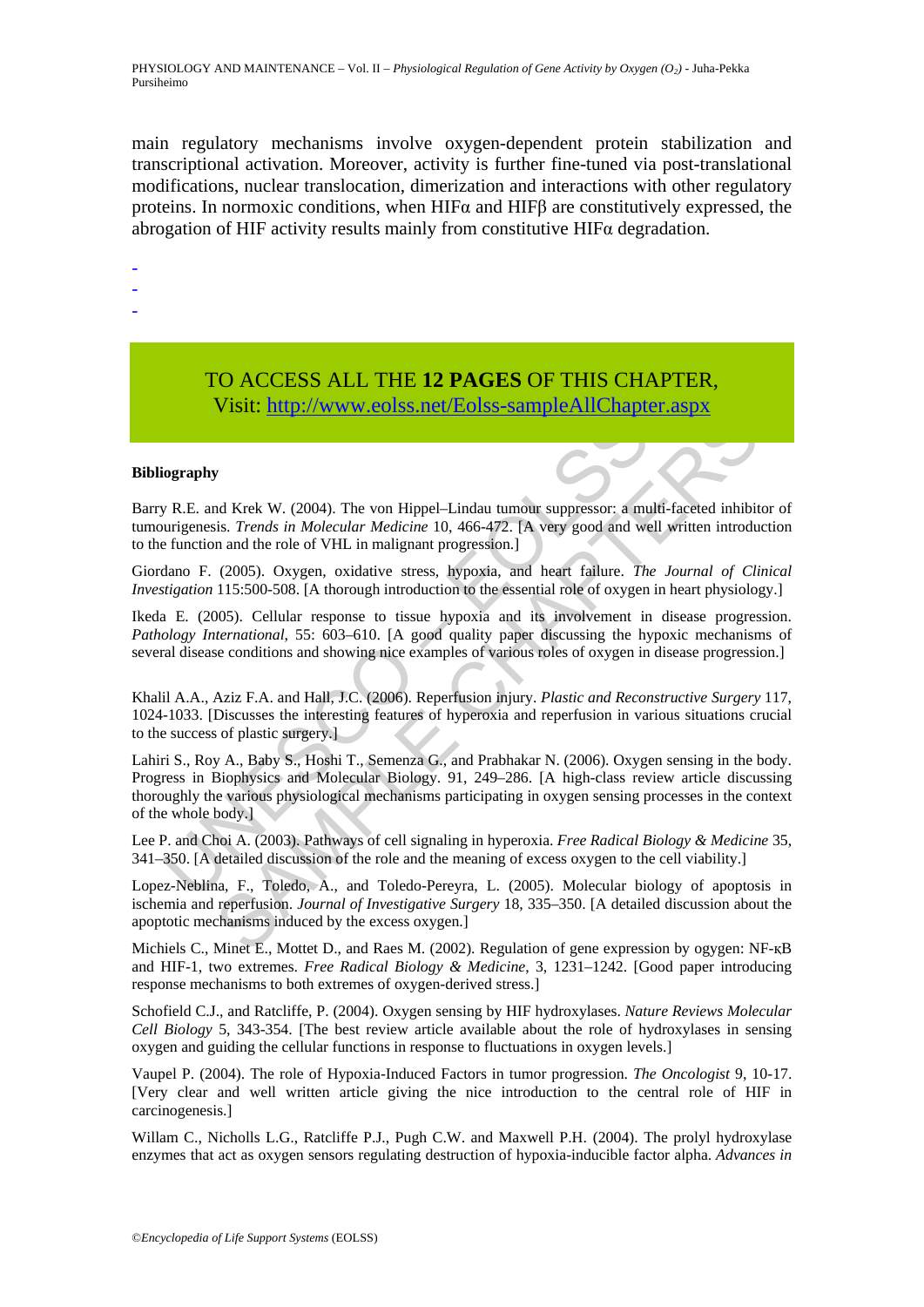main regulatory mechanisms involve oxygen-dependent protein stabilization and transcriptional activation. Moreover, activity is further fine-tuned via post-translational modifications, nuclear translocation, dimerization and interactions with other regulatory proteins. In normoxic conditions, when HIFα and HIFβ are constitutively expressed, the abrogation of HIF activity results mainly from constitutive HIFα degradation.

-
-
-

TO ACCESS ALL THE **12 PAGES** OF THIS CHAPTER,
Visit: http://www.eolss.net/Eolss-sampleAllChapter.aspx

**Bibliography**

Barry R.E. and Krek W. (2004). The von Hippel–Lindau tumour suppressor: a multi-faceted inhibitor of tumourigenesis. *Trends in Molecular Medicine* 10, 466-472. [A very good and well written introduction to the function and the role of VHL in malignant progression.]

Giordano F. (2005). Oxygen, oxidative stress, hypoxia, and heart failure. *The Journal of Clinical Investigation* 115:500-508. [A thorough introduction to the essential role of oxygen in heart physiology.]

Ikeda E. (2005). Cellular response to tissue hypoxia and its involvement in disease progression. *Pathology International*, 55: 603–610. [A good quality paper discussing the hypoxic mechanisms of several disease conditions and showing nice examples of various roles of oxygen in disease progression.]

Khalil A.A., Aziz F.A. and Hall, J.C. (2006). Reperfusion injury. *Plastic and Reconstructive Surgery* 117, 1024-1033. [Discusses the interesting features of hyperoxia and reperfusion in various situations crucial to the success of plastic surgery.]

Lahiri S., Roy A., Baby S., Hoshi T., Semenza G., and Prabhakar N. (2006). Oxygen sensing in the body. Progress in Biophysics and Molecular Biology. 91, 249–286. [A high-class review article discussing thoroughly the various physiological mechanisms participating in oxygen sensing processes in the context of the whole body.]

Lee P. and Choi A. (2003). Pathways of cell signaling in hyperoxia. *Free Radical Biology & Medicine* 35, 341–350. [A detailed discussion of the role and the meaning of excess oxygen to the cell viability.]

Lopez-Neblina, F., Toledo, A., and Toledo-Pereyra, L. (2005). Molecular biology of apoptosis in ischemia and reperfusion. *Journal of Investigative Surgery* 18, 335–350. [A detailed discussion about the apoptotic mechanisms induced by the excess oxygen.]

Michiels C., Minet E., Mottet D., and Raes M. (2002). Regulation of gene expression by ogygen: NF-κB and HIF-1, two extremes. *Free Radical Biology & Medicine*, 3, 1231–1242. [Good paper introducing response mechanisms to both extremes of oxygen-derived stress.]

Schofield C.J., and Ratcliffe, P. (2004). Oxygen sensing by HIF hydroxylases. *Nature Reviews Molecular Cell Biology* 5, 343-354. [The best review article available about the role of hydroxylases in sensing oxygen and guiding the cellular functions in response to fluctuations in oxygen levels.]

Vaupel P. (2004). The role of Hypoxia-Induced Factors in tumor progression. *The Oncologist* 9, 10-17. [Very clear and well written article giving the nice introduction to the central role of HIF in carcinogenesis.]

Willam C., Nicholls L.G., Ratcliffe P.J., Pugh C.W. and Maxwell P.H. (2004). The prolyl hydroxylase enzymes that act as oxygen sensors regulating destruction of hypoxia-inducible factor alpha. *Advances in*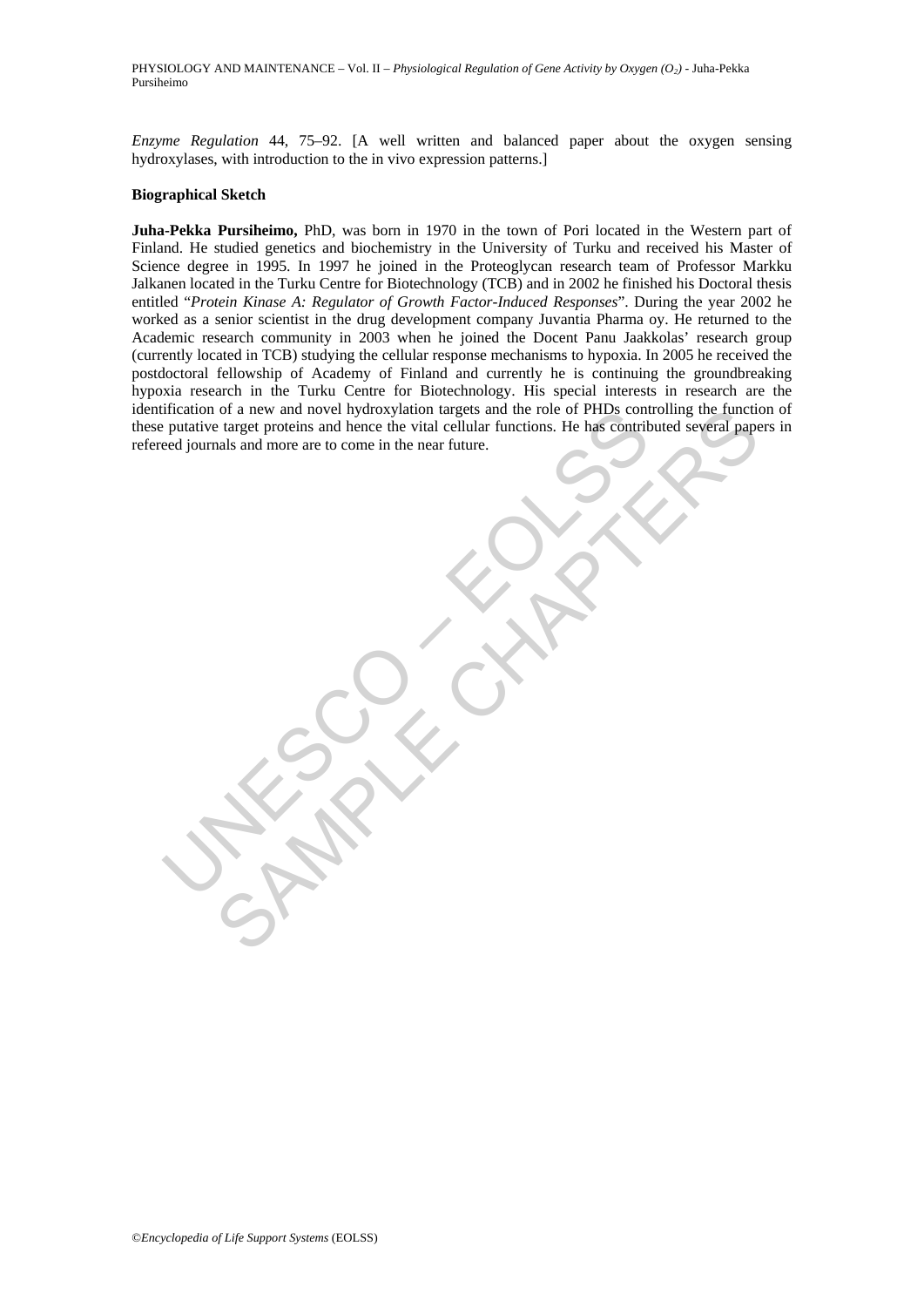*Enzyme Regulation* 44, 75–92. [A well written and balanced paper about the oxygen sensing hydroxylases, with introduction to the in vivo expression patterns.]

**Biographical Sketch**

**Juha-Pekka Pursiheimo,** PhD, was born in 1970 in the town of Pori located in the Western part of Finland. He studied genetics and biochemistry in the University of Turku and received his Master of Science degree in 1995. In 1997 he joined in the Proteoglycan research team of Professor Markku Jalkanen located in the Turku Centre for Biotechnology (TCB) and in 2002 he finished his Doctoral thesis entitled "*Protein Kinase A: Regulator of Growth Factor-Induced Responses*". During the year 2002 he worked as a senior scientist in the drug development company Juvantia Pharma oy. He returned to the Academic research community in 2003 when he joined the Docent Panu Jaakkolas' research group (currently located in TCB) studying the cellular response mechanisms to hypoxia. In 2005 he received the postdoctoral fellowship of Academy of Finland and currently he is continuing the groundbreaking hypoxia research in the Turku Centre for Biotechnology. His special interests in research are the identification of a new and novel hydroxylation targets and the role of PHDs controlling the function of these putative target proteins and hence the vital cellular functions. He has contributed several papers in refereed journals and more are to come in the near future.